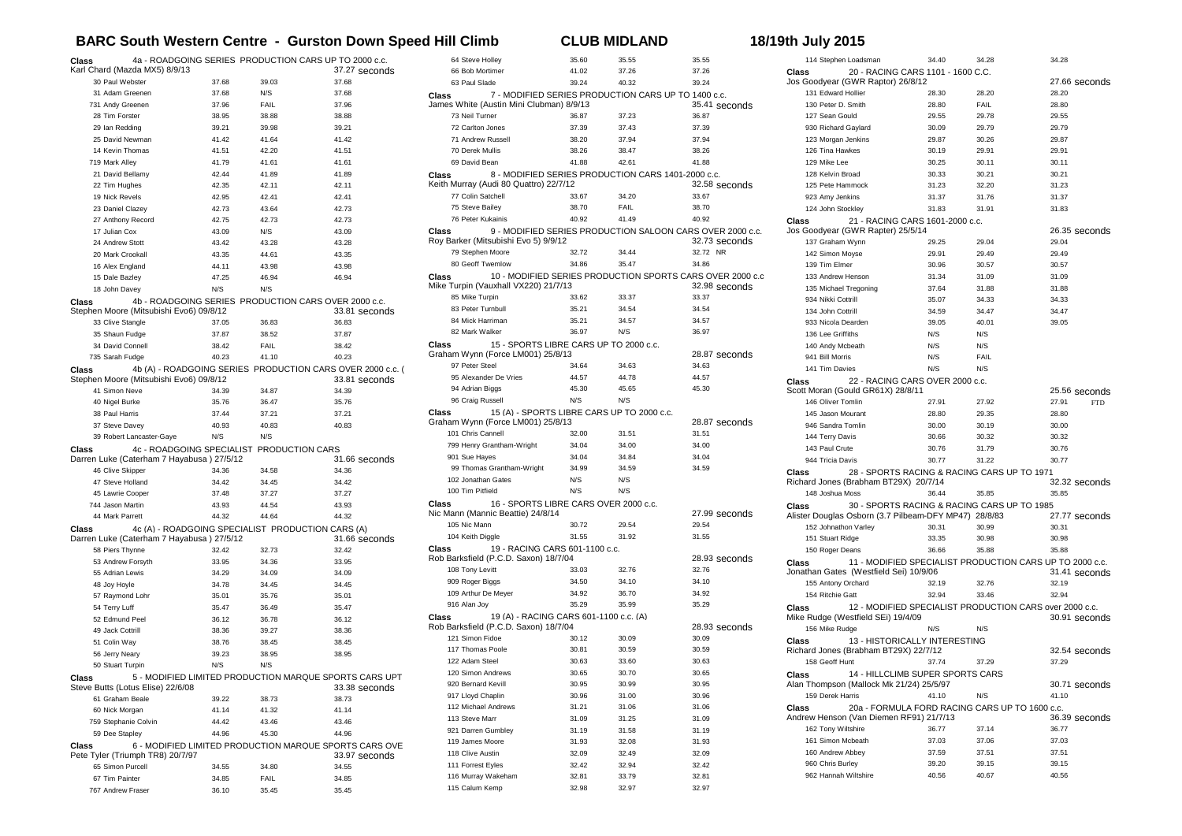# BARC South Western Centre - Gurston Down Speed Hill Climb — CLUB MIDLAND — 18/19th July 2015

**Class 4a - ROADGOING SERIES PRODUCTION CARS UP TO 2000 c.c.**
Karl Chard (Mazda MX5) 8/9/13 — 37.27 seconds

| No. | Driver | Run 1 | Run 2 | Best |
|---|---|---|---|---|
| 30 | Paul Webster | 37.68 | 39.03 | 37.68 |
| 31 | Adam Greenen | 37.68 | N/S | 37.68 |
| 731 | Andy Greenen | 37.96 | FAIL | 37.96 |
| 28 | Tim Forster | 38.95 | 38.88 | 38.88 |
| 29 | Ian Redding | 39.21 | 39.98 | 39.21 |
| 25 | David Newman | 41.42 | 41.64 | 41.42 |
| 14 | Kevin Thomas | 41.51 | 42.20 | 41.51 |
| 719 | Mark Alley | 41.79 | 41.61 | 41.61 |
| 21 | David Bellamy | 42.44 | 41.89 | 41.89 |
| 22 | Tim Hughes | 42.35 | 42.11 | 42.11 |
| 19 | Nick Revels | 42.95 | 42.41 | 42.41 |
| 23 | Daniel Clazey | 42.73 | 43.64 | 42.73 |
| 27 | Anthony Record | 42.75 | 42.73 | 42.73 |
| 17 | Julian Cox | 43.09 | N/S | 43.09 |
| 24 | Andrew Stott | 43.42 | 43.28 | 43.28 |
| 20 | Mark Crookall | 43.35 | 44.61 | 43.35 |
| 16 | Alex England | 44.11 | 43.98 | 43.98 |
| 15 | Dale Bazley | 47.25 | 46.94 | 46.94 |
| 18 | John Davey | N/S | N/S | |

**Class 4b - ROADGOING SERIES PRODUCTION CARS OVER 2000 c.c.**
Stephen Moore (Mitsubishi Evo6) 09/8/12 — 33.81 seconds

| No. | Driver | Run 1 | Run 2 | Best |
|---|---|---|---|---|
| 33 | Clive Stangle | 37.05 | 36.83 | 36.83 |
| 35 | Shaun Fudge | 37.87 | 38.52 | 37.87 |
| 34 | David Connell | 38.42 | FAIL | 38.42 |
| 735 | Sarah Fudge | 40.23 | 41.10 | 40.23 |

**Class 4b (A) - ROADGOING SERIES PRODUCTION CARS OVER 2000 c.c. (**
Stephen Moore (Mitsubishi Evo6) 09/8/12 — 33.81 seconds

| No. | Driver | Run 1 | Run 2 | Best |
|---|---|---|---|---|
| 41 | Simon Neve | 34.39 | 34.87 | 34.39 |
| 40 | Nigel Burke | 35.76 | 36.47 | 35.76 |
| 38 | Paul Harris | 37.44 | 37.21 | 37.21 |
| 37 | Steve Davey | 40.93 | 40.83 | 40.83 |
| 39 | Robert Lancaster-Gaye | N/S | N/S | |

**Class 4c - ROADGOING SPECIALIST PRODUCTION CARS**
Darren Luke (Caterham 7 Hayabusa ) 27/5/12 — 31.66 seconds

| No. | Driver | Run 1 | Run 2 | Best |
|---|---|---|---|---|
| 46 | Clive Skipper | 34.36 | 34.58 | 34.36 |
| 47 | Steve Holland | 34.42 | 34.45 | 34.42 |
| 45 | Lawrie Cooper | 37.48 | 37.27 | 37.27 |
| 744 | Jason Martin | 43.93 | 44.54 | 43.93 |
| 44 | Mark Parrett | 44.32 | 44.64 | 44.32 |

**Class 4c (A) - ROADGOING SPECIALIST PRODUCTION CARS (A)**
Darren Luke (Caterham 7 Hayabusa ) 27/5/12 — 31.66 seconds

| No. | Driver | Run 1 | Run 2 | Best |
|---|---|---|---|---|
| 58 | Piers Thynne | 32.42 | 32.73 | 32.42 |
| 53 | Andrew Forsyth | 33.95 | 34.36 | 33.95 |
| 55 | Adrian Lewis | 34.29 | 34.09 | 34.09 |
| 48 | Joy Hoyle | 34.78 | 34.45 | 34.45 |
| 57 | Raymond Lohr | 35.01 | 35.76 | 35.01 |
| 54 | Terry Luff | 35.47 | 36.49 | 35.47 |
| 52 | Edmund Peel | 36.12 | 36.78 | 36.12 |
| 49 | Jack Cottrill | 38.36 | 39.27 | 38.36 |
| 51 | Colin Way | 38.76 | 38.45 | 38.45 |
| 56 | Jerry Neary | 39.23 | 38.95 | 38.95 |
| 50 | Stuart Turpin | N/S | N/S | |

**Class 5 - MODIFIED LIMITED PRODUCTION MARQUE SPORTS CARS UPT**
Steve Butts (Lotus Elise) 22/6/08 — 33.38 seconds

| No. | Driver | Run 1 | Run 2 | Best |
|---|---|---|---|---|
| 61 | Graham Beale | 39.22 | 38.73 | 38.73 |
| 60 | Nick Morgan | 41.14 | 41.32 | 41.14 |
| 759 | Stephanie Colvin | 44.42 | 43.46 | 43.46 |
| 59 | Dee Stapley | 44.96 | 45.30 | 44.96 |

**Class 6 - MODIFIED LIMITED PRODUCTION MARQUE SPORTS CARS OVE**
Pete Tyler (Triumph TR8) 20/7/97 — 33.97 seconds

| No. | Driver | Run 1 | Run 2 | Best |
|---|---|---|---|---|
| 65 | Simon Purcell | 34.55 | 34.80 | 34.55 |
| 67 | Tim Painter | 34.85 | FAIL | 34.85 |
| 767 | Andrew Fraser | 36.10 | 35.45 | 35.45 |
| 64 | Steve Holley | 35.60 | 35.55 | 35.55 |
| 66 | Bob Mortimer | 41.02 | 37.26 | 37.26 |
| 63 | Paul Slade | 39.24 | 40.32 | 39.24 |

**Class 7 - MODIFIED SERIES PRODUCTION CARS UP TO 1400 c.c.**
James White (Austin Mini Clubman) 8/9/13 — 35.41 seconds

| No. | Driver | Run 1 | Run 2 | Best |
|---|---|---|---|---|
| 73 | Neil Turner | 36.87 | 37.23 | 36.87 |
| 72 | Carlton Jones | 37.39 | 37.43 | 37.39 |
| 71 | Andrew Russell | 38.20 | 37.94 | 37.94 |
| 70 | Derek Mullis | 38.26 | 38.47 | 38.26 |
| 69 | David Bean | 41.88 | 42.61 | 41.88 |

**Class 8 - MODIFIED SERIES PRODUCTION CARS 1401-2000 c.c.**
Keith Murray (Audi 80 Quattro) 22/7/12 — 32.58 seconds

| No. | Driver | Run 1 | Run 2 | Best |
|---|---|---|---|---|
| 77 | Colin Satchell | 33.67 | 34.20 | 33.67 |
| 75 | Steve Bailey | 38.70 | FAIL | 38.70 |
| 76 | Peter Kukainis | 40.92 | 41.49 | 40.92 |

**Class 9 - MODIFIED SERIES PRODUCTION SALOON CARS OVER 2000 c.c.**
Roy Barker (Mitsubishi Evo 5) 9/9/12 — 32.73 seconds

| No. | Driver | Run 1 | Run 2 | Best |
|---|---|---|---|---|
| 79 | Stephen Moore | 32.72 | 34.44 | 32.72 NR |
| 80 | Geoff Twemlow | 34.86 | 35.47 | 34.86 |

**Class 10 - MODIFIED SERIES PRODUCTION SPORTS CARS OVER 2000 c.c**
Mike Turpin (Vauxhall VX220) 21/7/13 — 32.98 seconds

| No. | Driver | Run 1 | Run 2 | Best |
|---|---|---|---|---|
| 85 | Mike Turpin | 33.62 | 33.37 | 33.37 |
| 83 | Peter Turnbull | 35.21 | 34.54 | 34.54 |
| 84 | Mick Harriman | 35.21 | 34.57 | 34.57 |
| 82 | Mark Walker | 36.97 | N/S | 36.97 |

**Class 15 - SPORTS LIBRE CARS UP TO 2000 c.c.**
Graham Wynn (Force LM001) 25/8/13 — 28.87 seconds

| No. | Driver | Run 1 | Run 2 | Best |
|---|---|---|---|---|
| 97 | Peter Steel | 34.64 | 34.63 | 34.63 |
| 95 | Alexander De Vries | 44.57 | 44.78 | 44.57 |
| 94 | Adrian Biggs | 45.30 | 45.65 | 45.30 |
| 96 | Craig Russell | N/S | N/S | |

**Class 15 (A) - SPORTS LIBRE CARS UP TO 2000 c.c.**
Graham Wynn (Force LM001) 25/8/13 — 28.87 seconds

| No. | Driver | Run 1 | Run 2 | Best |
|---|---|---|---|---|
| 101 | Chris Cannell | 32.00 | 31.51 | 31.51 |
| 799 | Henry Grantham-Wright | 34.04 | 34.00 | 34.00 |
| 901 | Sue Hayes | 34.04 | 34.84 | 34.04 |
| 99 | Thomas Grantham-Wright | 34.99 | 34.59 | 34.59 |
| 102 | Jonathan Gates | N/S | N/S | |
| 100 | Tim Pitfield | N/S | N/S | |

**Class 16 - SPORTS LIBRE CARS OVER 2000 c.c.**
Nic Mann (Mannic Beattie) 24/8/14 — 27.99 seconds

| No. | Driver | Run 1 | Run 2 | Best |
|---|---|---|---|---|
| 105 | Nic Mann | 30.72 | 29.54 | 29.54 |
| 104 | Keith Diggle | 31.55 | 31.92 | 31.55 |

**Class 19 - RACING CARS 601-1100 c.c.**
Rob Barksfield (P.C.D. Saxon) 18/7/04 — 28.93 seconds

| No. | Driver | Run 1 | Run 2 | Best |
|---|---|---|---|---|
| 108 | Tony Levitt | 33.03 | 32.76 | 32.76 |
| 909 | Roger Biggs | 34.50 | 34.10 | 34.10 |
| 109 | Arthur De Meyer | 34.92 | 36.70 | 34.92 |
| 916 | Alan Joy | 35.29 | 35.99 | 35.29 |

**Class 19 (A) - RACING CARS 601-1100 c.c. (A)**
Rob Barksfield (P.C.D. Saxon) 18/7/04 — 28.93 seconds

| No. | Driver | Run 1 | Run 2 | Best |
|---|---|---|---|---|
| 121 | Simon Fidoe | 30.12 | 30.09 | 30.09 |
| 117 | Thomas Poole | 30.81 | 30.59 | 30.59 |
| 122 | Adam Steel | 30.63 | 33.60 | 30.63 |
| 120 | Simon Andrews | 30.65 | 30.70 | 30.65 |
| 920 | Bernard Kevill | 30.95 | 30.99 | 30.95 |
| 917 | Lloyd Chaplin | 30.96 | 31.00 | 30.96 |
| 112 | Michael Andrews | 31.21 | 31.06 | 31.06 |
| 113 | Steve Marr | 31.09 | 31.25 | 31.09 |
| 921 | Darren Gumbley | 31.19 | 31.58 | 31.19 |
| 119 | James Moore | 31.93 | 32.08 | 31.93 |
| 118 | Clive Austin | 32.09 | 32.49 | 32.09 |
| 111 | Forrest Eyles | 32.42 | 32.94 | 32.42 |
| 116 | Murray Wakeham | 32.81 | 33.79 | 32.81 |
| 115 | Calum Kemp | 32.98 | 32.97 | 32.97 |
| 114 | Stephen Loadsman | 34.40 | 34.28 | 34.28 |

**Class 20 - RACING CARS 1101 - 1600 C.C.**
Jos Goodyear (GWR Raptor) 26/8/12 — 27.66 seconds

| No. | Driver | Run 1 | Run 2 | Best |
|---|---|---|---|---|
| 131 | Edward Hollier | 28.30 | 28.20 | 28.20 |
| 130 | Peter D. Smith | 28.80 | FAIL | 28.80 |
| 127 | Sean Gould | 29.55 | 29.78 | 29.55 |
| 930 | Richard Gaylard | 30.09 | 29.79 | 29.79 |
| 123 | Morgan Jenkins | 29.87 | 30.26 | 29.87 |
| 126 | Tina Hawkes | 30.19 | 29.91 | 29.91 |
| 129 | Mike Lee | 30.25 | 30.11 | 30.11 |
| 128 | Kelvin Broad | 30.33 | 30.21 | 30.21 |
| 125 | Pete Hammock | 31.23 | 32.20 | 31.23 |
| 923 | Amy Jenkins | 31.37 | 31.76 | 31.37 |
| 124 | John Stockley | 31.83 | 31.91 | 31.83 |

**Class 21 - RACING CARS 1601-2000 c.c.**
Jos Goodyear (GWR Rapter) 25/5/14 — 26.35 seconds

| No. | Driver | Run 1 | Run 2 | Best |
|---|---|---|---|---|
| 137 | Graham Wynn | 29.25 | 29.04 | 29.04 |
| 142 | Simon Moyse | 29.91 | 29.49 | 29.49 |
| 139 | Tim Elmer | 30.96 | 30.57 | 30.57 |
| 133 | Andrew Henson | 31.34 | 31.09 | 31.09 |
| 135 | Michael Tregoning | 37.64 | 31.88 | 31.88 |
| 934 | Nikki Cottrill | 35.07 | 34.33 | 34.33 |
| 134 | John Cottrill | 34.59 | 34.47 | 34.47 |
| 933 | Nicola Dearden | 39.05 | 40.01 | 39.05 |
| 136 | Lee Griffiths | N/S | N/S | |
| 140 | Andy Mcbeath | N/S | N/S | |
| 941 | Bill Morris | N/S | FAIL | |
| 141 | Tim Davies | N/S | N/S | |

**Class 22 - RACING CARS OVER 2000 c.c.**
Scott Moran (Gould GR61X) 28/8/11 — 25.56 seconds

| No. | Driver | Run 1 | Run 2 | Best |
|---|---|---|---|---|
| 146 | Oliver Tomlin | 27.91 | 27.92 | 27.91 FTD |
| 145 | Jason Mourant | 28.80 | 29.35 | 28.80 |
| 946 | Sandra Tomlin | 30.00 | 30.19 | 30.00 |
| 144 | Terry Davis | 30.66 | 30.32 | 30.32 |
| 143 | Paul Crute | 30.76 | 31.79 | 30.76 |
| 944 | Tricia Davis | 30.77 | 31.22 | 30.77 |

**Class 28 - SPORTS RACING & RACING CARS UP TO 1971**
Richard Jones (Brabham BT29X) 20/7/14 — 32.32 seconds

| No. | Driver | Run 1 | Run 2 | Best |
|---|---|---|---|---|
| 148 | Joshua Moss | 36.44 | 35.85 | 35.85 |

**Class 30 - SPORTS RACING & RACING CARS UP TO 1985**
Alister Douglas Osborn (3.7 Pilbeam-DFY MP47) 28/8/83 — 27.77 seconds

| No. | Driver | Run 1 | Run 2 | Best |
|---|---|---|---|---|
| 152 | Johnathon Varley | 30.31 | 30.99 | 30.31 |
| 151 | Stuart Ridge | 33.35 | 30.98 | 30.98 |
| 150 | Roger Deans | 36.66 | 35.88 | 35.88 |

**Class 11 - MODIFIED SPECIALIST PRODUCTION CARS UP TO 2000 c.c.**
Jonathan Gates (Westfield Sei) 10/9/06 — 31.41 seconds

| No. | Driver | Run 1 | Run 2 | Best |
|---|---|---|---|---|
| 155 | Antony Orchard | 32.19 | 32.76 | 32.19 |
| 154 | Ritchie Gatt | 32.94 | 33.46 | 32.94 |

**Class 12 - MODIFIED SPECIALIST PRODUCTION CARS over 2000 c.c.**
Mike Rudge (Westfield SEi) 19/4/09 — 30.91 seconds

| No. | Driver | Run 1 | Run 2 | Best |
|---|---|---|---|---|
| 156 | Mike Rudge | N/S | N/S | |

**Class 13 - HISTORICALLY INTERESTING**
Richard Jones (Brabham BT29X) 22/7/12 — 32.54 seconds

| No. | Driver | Run 1 | Run 2 | Best |
|---|---|---|---|---|
| 158 | Geoff Hunt | 37.74 | 37.29 | 37.29 |

**Class 14 - HILLCLIMB SUPER SPORTS CARS**
Alan Thompson (Mallock Mk 21/24) 25/5/97 — 30.71 seconds

| No. | Driver | Run 1 | Run 2 | Best |
|---|---|---|---|---|
| 159 | Derek Harris | 41.10 | N/S | 41.10 |

**Class 20a - FORMULA FORD RACING CARS UP TO 1600 c.c.**
Andrew Henson (Van Diemen RF91) 21/7/13 — 36.39 seconds

| No. | Driver | Run 1 | Run 2 | Best |
|---|---|---|---|---|
| 162 | Tony Wiltshire | 36.77 | 37.14 | 36.77 |
| 161 | Simon Mcbeath | 37.03 | 37.06 | 37.03 |
| 160 | Andrew Abbey | 37.59 | 37.51 | 37.51 |
| 960 | Chris Burley | 39.20 | 39.15 | 39.15 |
| 962 | Hannah Wiltshire | 40.56 | 40.67 | 40.56 |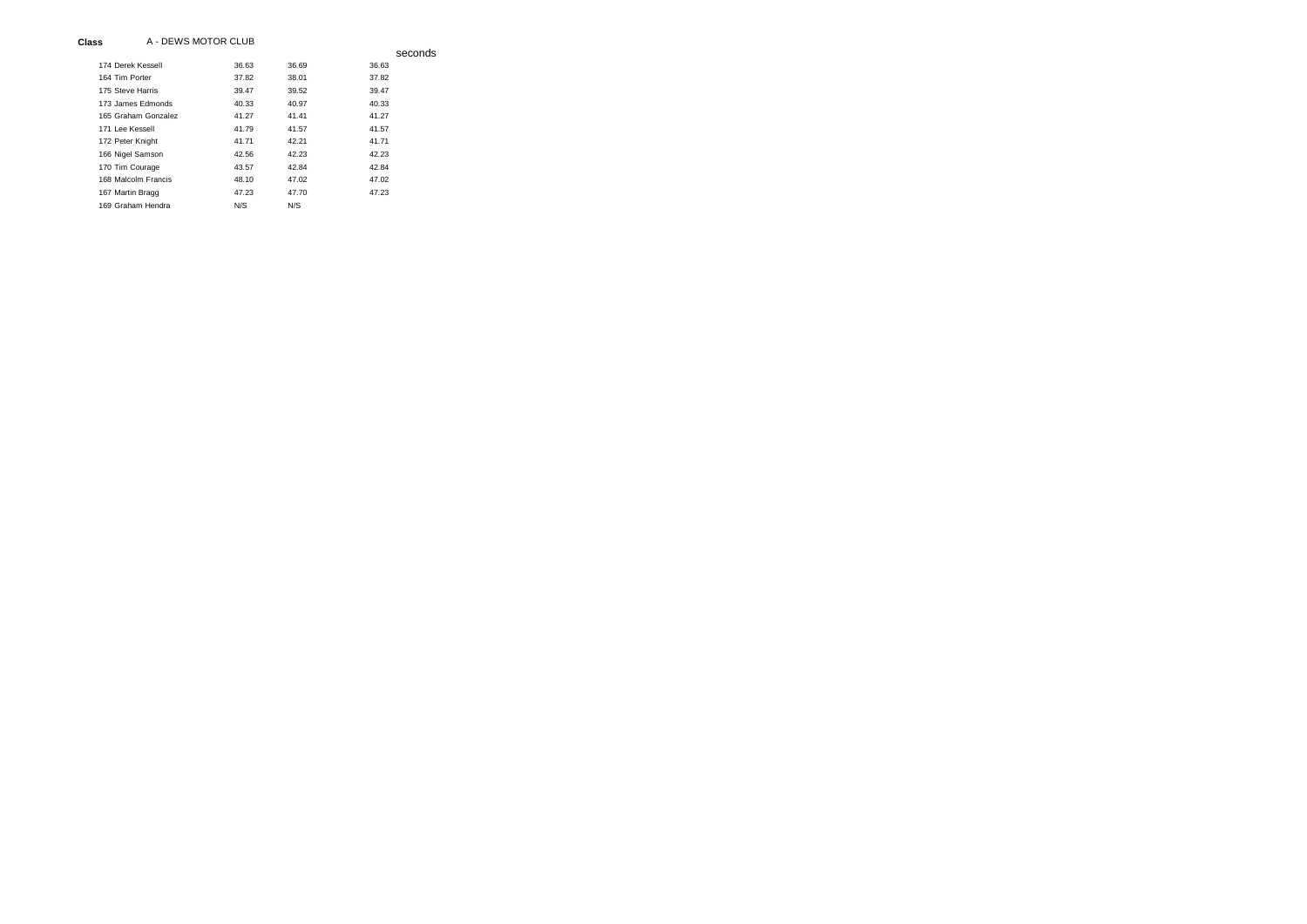**Class** A - DEWS MOTOR CLUB

seconds

| | | | | |
|---|---|---|---|---|
| 174 | Derek Kessell | 36.63 | 36.69 | 36.63 |
| 164 | Tim Porter | 37.82 | 38.01 | 37.82 |
| 175 | Steve Harris | 39.47 | 39.52 | 39.47 |
| 173 | James Edmonds | 40.33 | 40.97 | 40.33 |
| 165 | Graham Gonzalez | 41.27 | 41.41 | 41.27 |
| 171 | Lee Kessell | 41.79 | 41.57 | 41.57 |
| 172 | Peter Knight | 41.71 | 42.21 | 41.71 |
| 166 | Nigel Samson | 42.56 | 42.23 | 42.23 |
| 170 | Tim Courage | 43.57 | 42.84 | 42.84 |
| 168 | Malcolm Francis | 48.10 | 47.02 | 47.02 |
| 167 | Martin Bragg | 47.23 | 47.70 | 47.23 |
| 169 | Graham Hendra | N/S | N/S | |